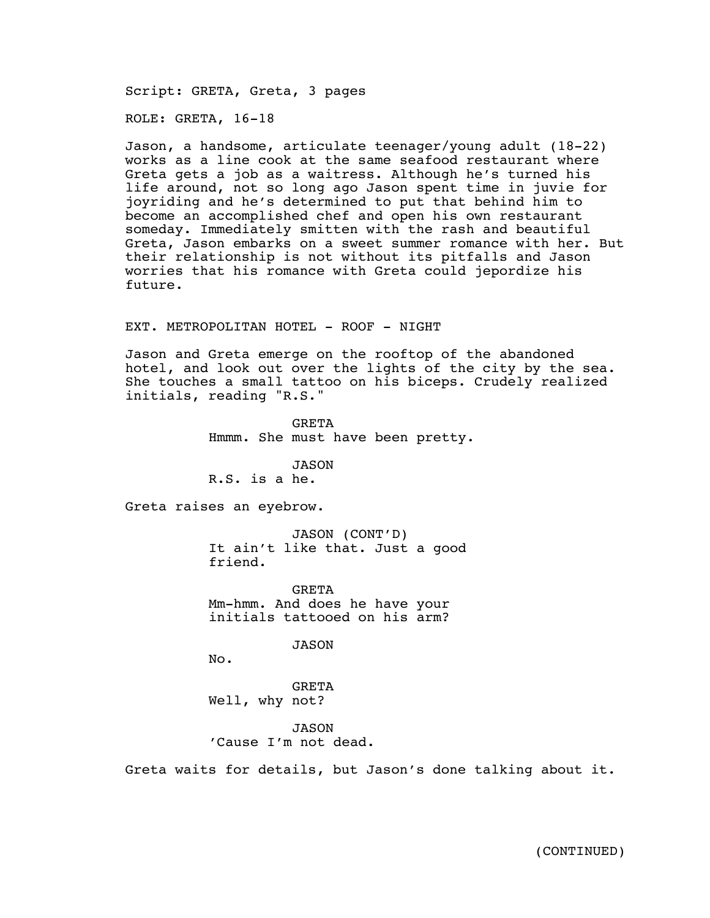Script: GRETA, Greta, 3 pages

ROLE: GRETA, 16-18

Jason, a handsome, articulate teenager/young adult (18-22) works as a line cook at the same seafood restaurant where Greta gets a job as a waitress. Although he's turned his life around, not so long ago Jason spent time in juvie for joyriding and he's determined to put that behind him to become an accomplished chef and open his own restaurant someday. Immediately smitten with the rash and beautiful Greta, Jason embarks on a sweet summer romance with her. But their relationship is not without its pitfalls and Jason worries that his romance with Greta could jepordize his future.

EXT. METROPOLITAN HOTEL - ROOF - NIGHT

Jason and Greta emerge on the rooftop of the abandoned hotel, and look out over the lights of the city by the sea. She touches a small tattoo on his biceps. Crudely realized initials, reading "R.S."

GRETA
Hmmm. She must have been pretty.

JASON
R.S. is a he.

Greta raises an eyebrow.

JASON (CONT'D)
It ain't like that. Just a good friend.

GRETA
Mm-hmm. And does he have your initials tattooed on his arm?

JASON
No.

GRETA
Well, why not?

JASON
'Cause I'm not dead.

Greta waits for details, but Jason's done talking about it.

(CONTINUED)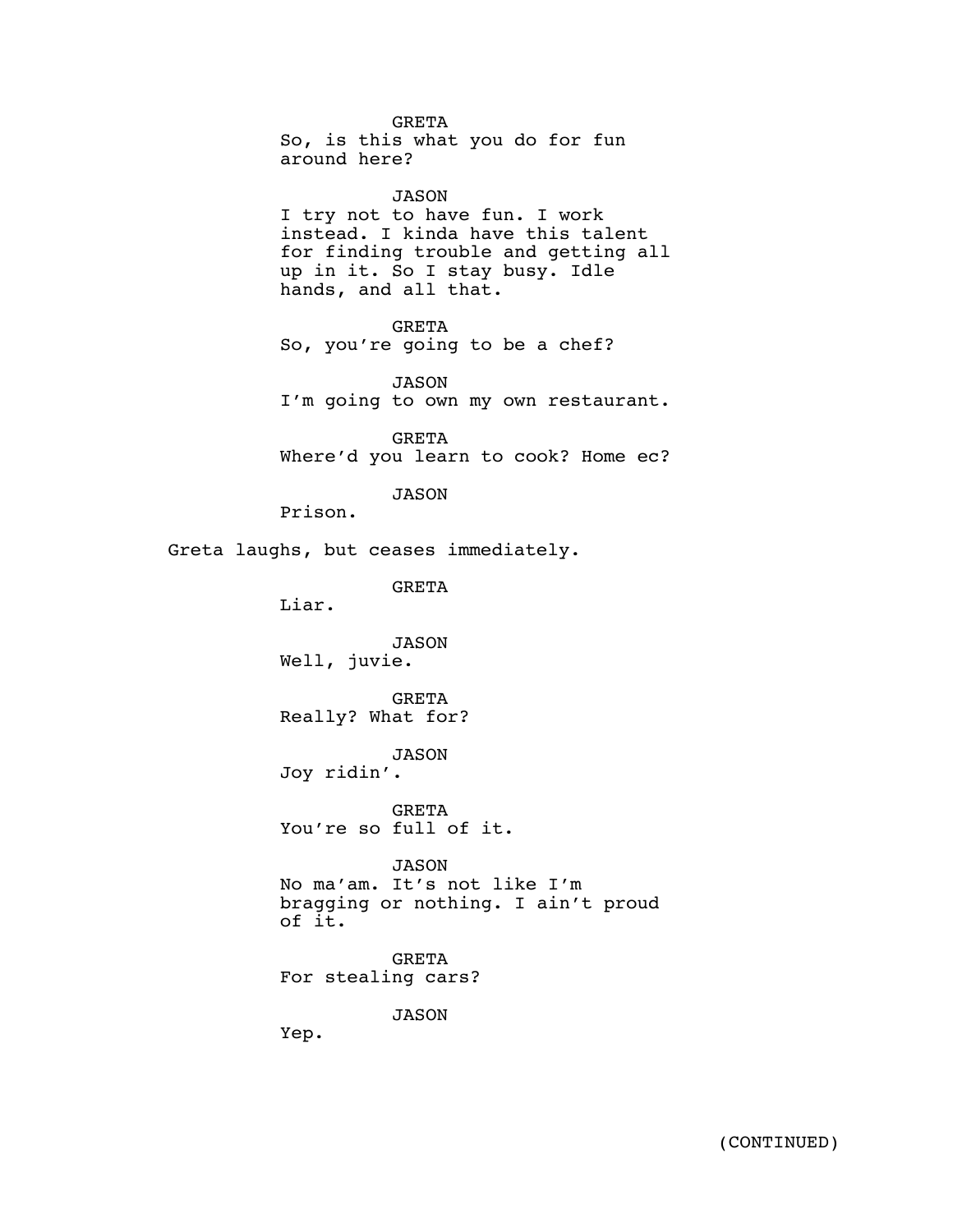GRETA
So, is this what you do for fun around here?

JASON
I try not to have fun. I work instead. I kinda have this talent for finding trouble and getting all up in it. So I stay busy. Idle hands, and all that.

GRETA
So, you're going to be a chef?

JASON
I'm going to own my own restaurant.

GRETA
Where'd you learn to cook? Home ec?

JASON
Prison.

Greta laughs, but ceases immediately.

GRETA
Liar.

JASON
Well, juvie.

GRETA
Really? What for?

JASON
Joy ridin'.

GRETA
You're so full of it.

JASON
No ma'am. It's not like I'm bragging or nothing. I ain't proud of it.

GRETA
For stealing cars?

JASON
Yep.

(CONTINUED)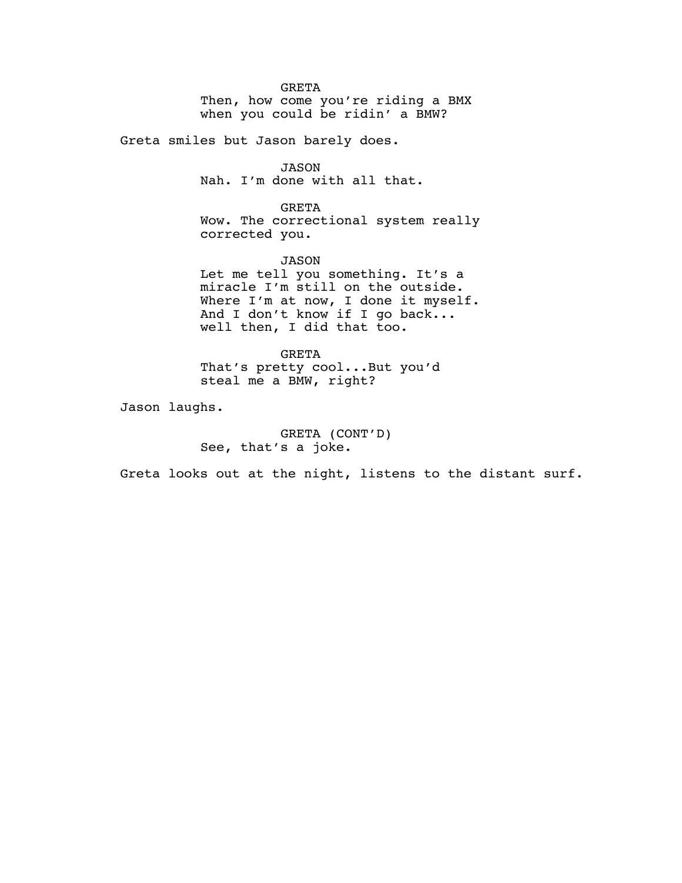GRETA

Then, how come you're riding a BMX when you could be ridin' a BMW?

Greta smiles but Jason barely does.

JASON

Nah. I'm done with all that.

GRETA

Wow. The correctional system really corrected you.

JASON

Let me tell you something. It's a miracle I'm still on the outside. Where I'm at now, I done it myself. And I don't know if I go back... well then, I did that too.

GRETA

That's pretty cool...But you'd steal me a BMW, right?

Jason laughs.

GRETA (CONT'D)

See, that's a joke.

Greta looks out at the night, listens to the distant surf.